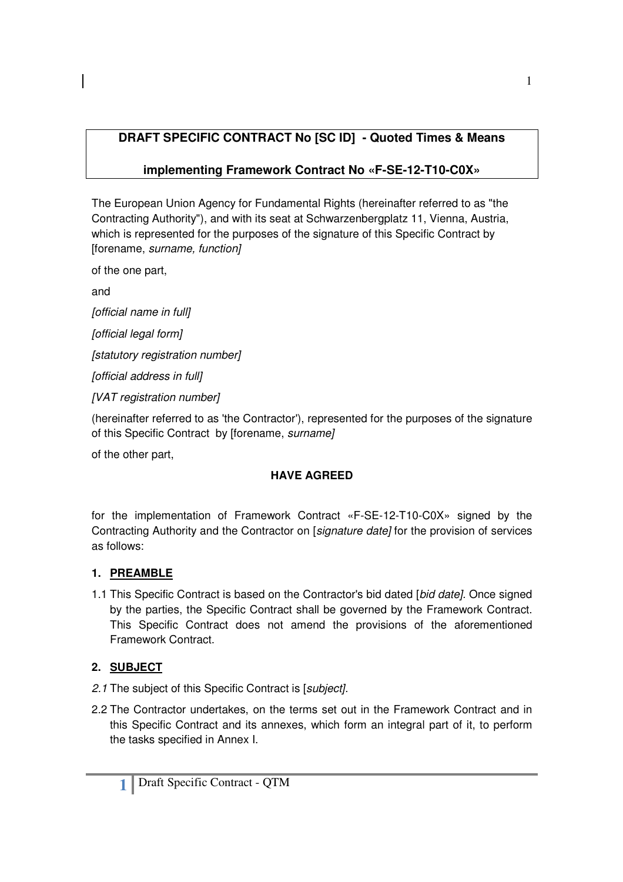**DRAFT SPECIFIC CONTRACT No [SC ID] - Quoted Times & Means**

**implementing Framework Contract No «F-SE-12-T10-C0X»**

The European Union Agency for Fundamental Rights (hereinafter referred to as "the Contracting Authority"), and with its seat at Schwarzenbergplatz 11, Vienna, Austria, which is represented for the purposes of the signature of this Specific Contract by [forename, *surname, function]*

of the one part,

and

*[official name in full]*

*[official legal form]*

*[statutory registration number]*

*[official address in full]*

*[VAT registration number]*

(hereinafter referred to as 'the Contractor'), represented for the purposes of the signature of this Specific Contract by [forename, *surname]*

of the other part,

**HAVE AGREED**

for the implementation of Framework Contract «F-SE-12-T10-C0X» signed by the Contracting Authority and the Contractor on [*signature date]* for the provision of services as follows:

## 1. PREAMBLE

1.1 This Specific Contract is based on the Contractor's bid dated [*bid date]*. Once signed by the parties, the Specific Contract shall be governed by the Framework Contract. This Specific Contract does not amend the provisions of the aforementioned Framework Contract.

## 2. SUBJECT

*2.1* The subject of this Specific Contract is [*subject].*

2.2 The Contractor undertakes, on the terms set out in the Framework Contract and in this Specific Contract and its annexes, which form an integral part of it, to perform the tasks specified in Annex I.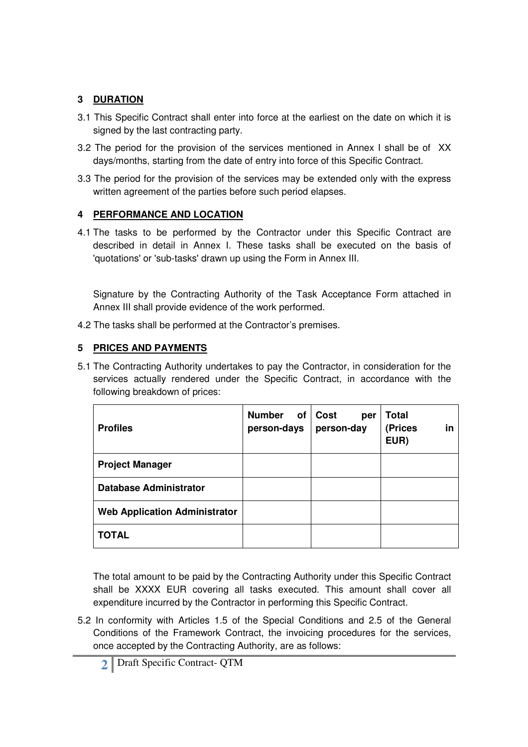## 3 DURATION

3.1 This Specific Contract shall enter into force at the earliest on the date on which it is signed by the last contracting party.

3.2 The period for the provision of the services mentioned in Annex I shall be of XX days/months, starting from the date of entry into force of this Specific Contract.

3.3 The period for the provision of the services may be extended only with the express written agreement of the parties before such period elapses.

## 4 PERFORMANCE AND LOCATION

4.1 The tasks to be performed by the Contractor under this Specific Contract are described in detail in Annex I. These tasks shall be executed on the basis of 'quotations' or 'sub-tasks' drawn up using the Form in Annex III.

Signature by the Contracting Authority of the Task Acceptance Form attached in Annex III shall provide evidence of the work performed.

4.2 The tasks shall be performed at the Contractor's premises.

## 5 PRICES AND PAYMENTS

5.1 The Contracting Authority undertakes to pay the Contractor, in consideration for the services actually rendered under the Specific Contract, in accordance with the following breakdown of prices:

| **Profiles** | **Number of person-days** | **Cost per person-day** | **Total (Prices in EUR)** |
|---|---|---|---|
| **Project Manager** | | | |
| **Database Administrator** | | | |
| **Web Application Administrator** | | | |
| **TOTAL** | | | |

The total amount to be paid by the Contracting Authority under this Specific Contract shall be XXXX EUR covering all tasks executed. This amount shall cover all expenditure incurred by the Contractor in performing this Specific Contract.

5.2 In conformity with Articles 1.5 of the Special Conditions and 2.5 of the General Conditions of the Framework Contract, the invoicing procedures for the services, once accepted by the Contracting Authority, are as follows: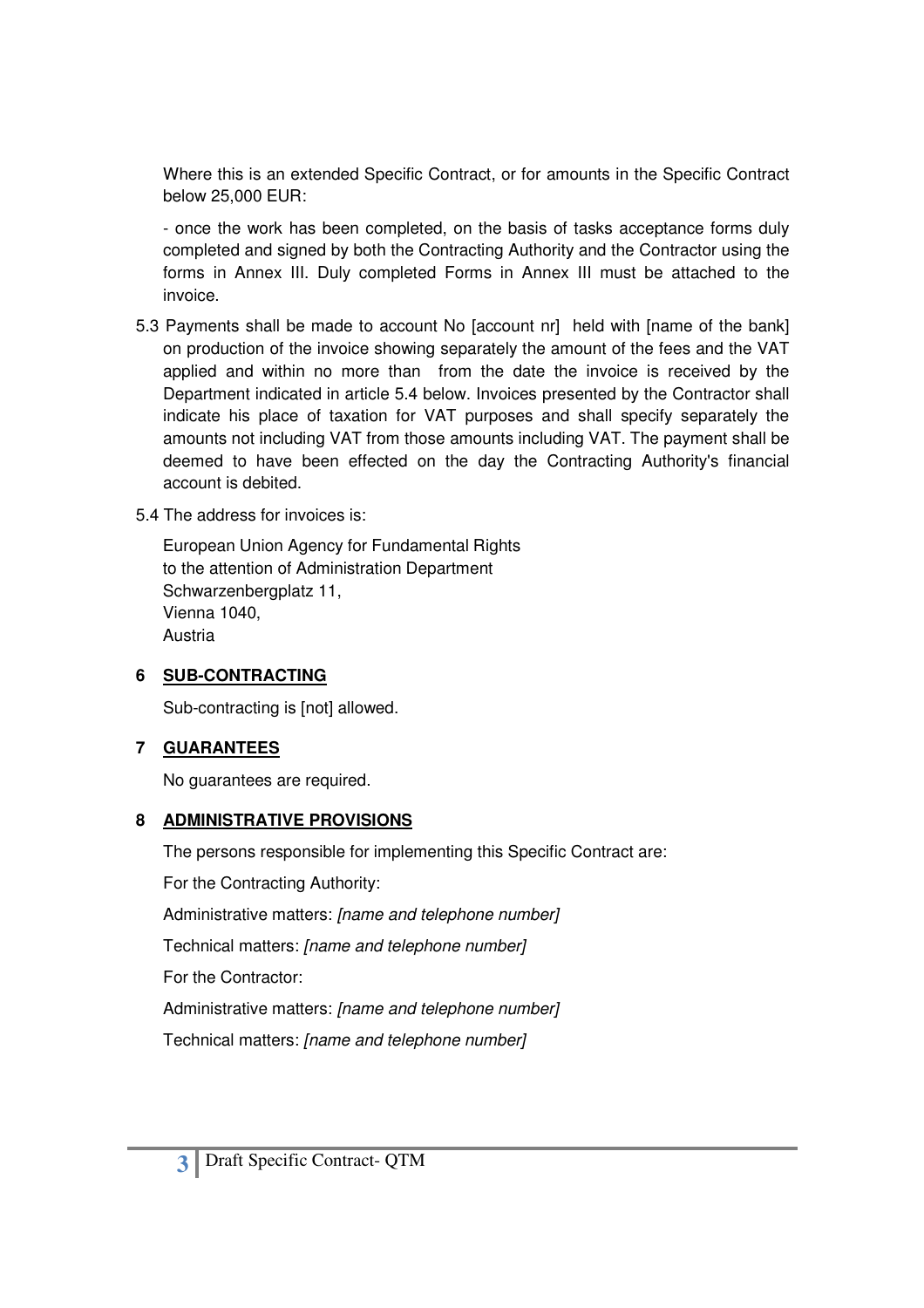Where this is an extended Specific Contract, or for amounts in the Specific Contract below 25,000 EUR:

- once the work has been completed, on the basis of tasks acceptance forms duly completed and signed by both the Contracting Authority and the Contractor using the forms in Annex III. Duly completed Forms in Annex III must be attached to the invoice.

5.3 Payments shall be made to account No [account nr] held with [name of the bank] on production of the invoice showing separately the amount of the fees and the VAT applied and within no more than from the date the invoice is received by the Department indicated in article 5.4 below. Invoices presented by the Contractor shall indicate his place of taxation for VAT purposes and shall specify separately the amounts not including VAT from those amounts including VAT. The payment shall be deemed to have been effected on the day the Contracting Authority's financial account is debited.

5.4 The address for invoices is:

European Union Agency for Fundamental Rights
to the attention of Administration Department
Schwarzenbergplatz 11,
Vienna 1040,
Austria

## 6 SUB-CONTRACTING

Sub-contracting is [not] allowed.

## 7 GUARANTEES

No guarantees are required.

## 8 ADMINISTRATIVE PROVISIONS

The persons responsible for implementing this Specific Contract are:

For the Contracting Authority:

Administrative matters: *[name and telephone number]*

Technical matters: *[name and telephone number]*

For the Contractor:

Administrative matters: *[name and telephone number]*

Technical matters: *[name and telephone number]*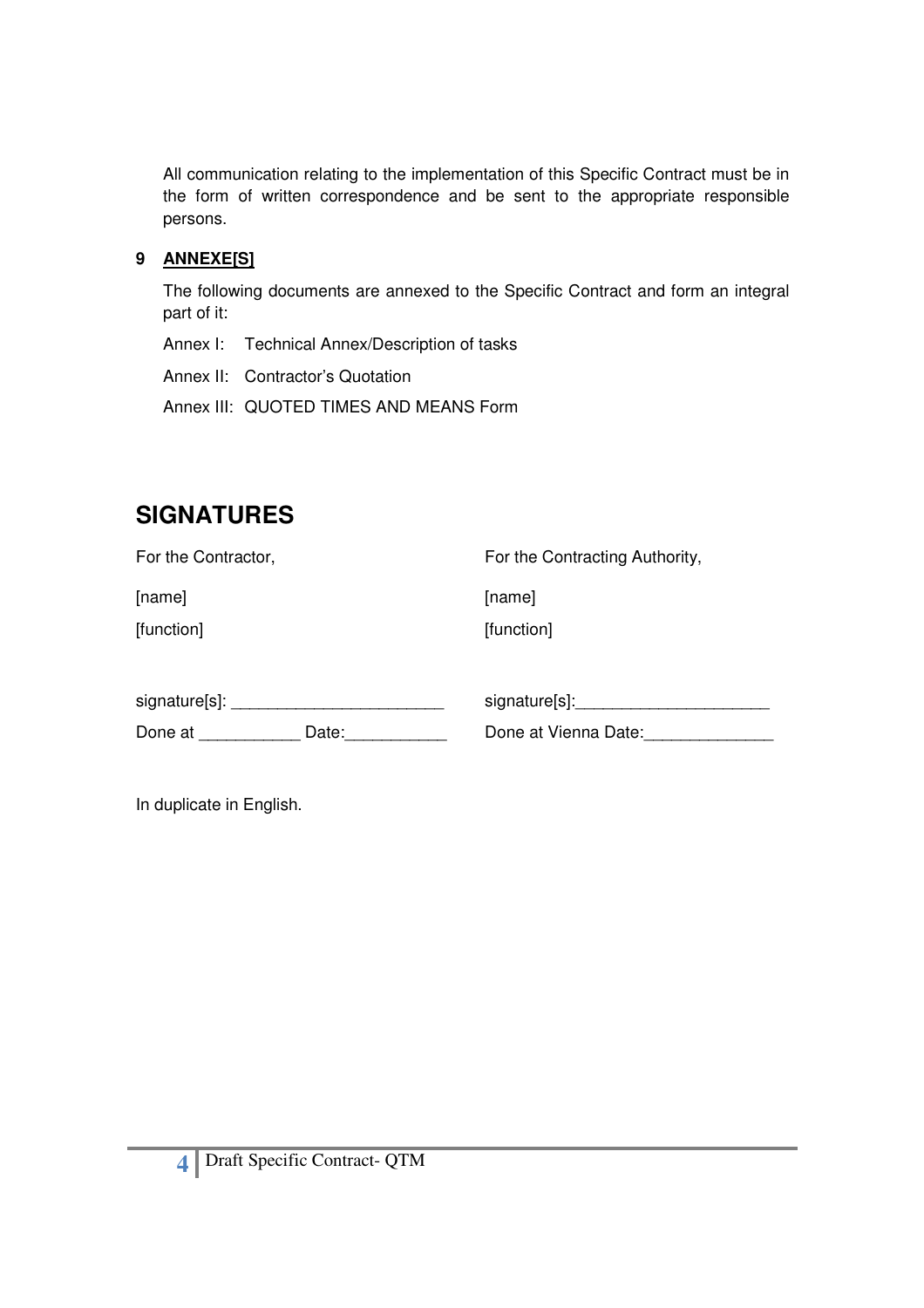All communication relating to the implementation of this Specific Contract must be in the form of written correspondence and be sent to the appropriate responsible persons.

**9 ANNEXE[S]**

The following documents are annexed to the Specific Contract and form an integral part of it:

Annex I: Technical Annex/Description of tasks

Annex II: Contractor's Quotation

Annex III: QUOTED TIMES AND MEANS Form

# SIGNATURES

| | |
|---|---|
| For the Contractor, | For the Contracting Authority, |
| [name] | [name] |
| [function] | [function] |
| signature[s]: _______________________ | signature[s]:_____________________ |
| Done at ___________ Date:___________ | Done at Vienna Date:______________ |

In duplicate in English.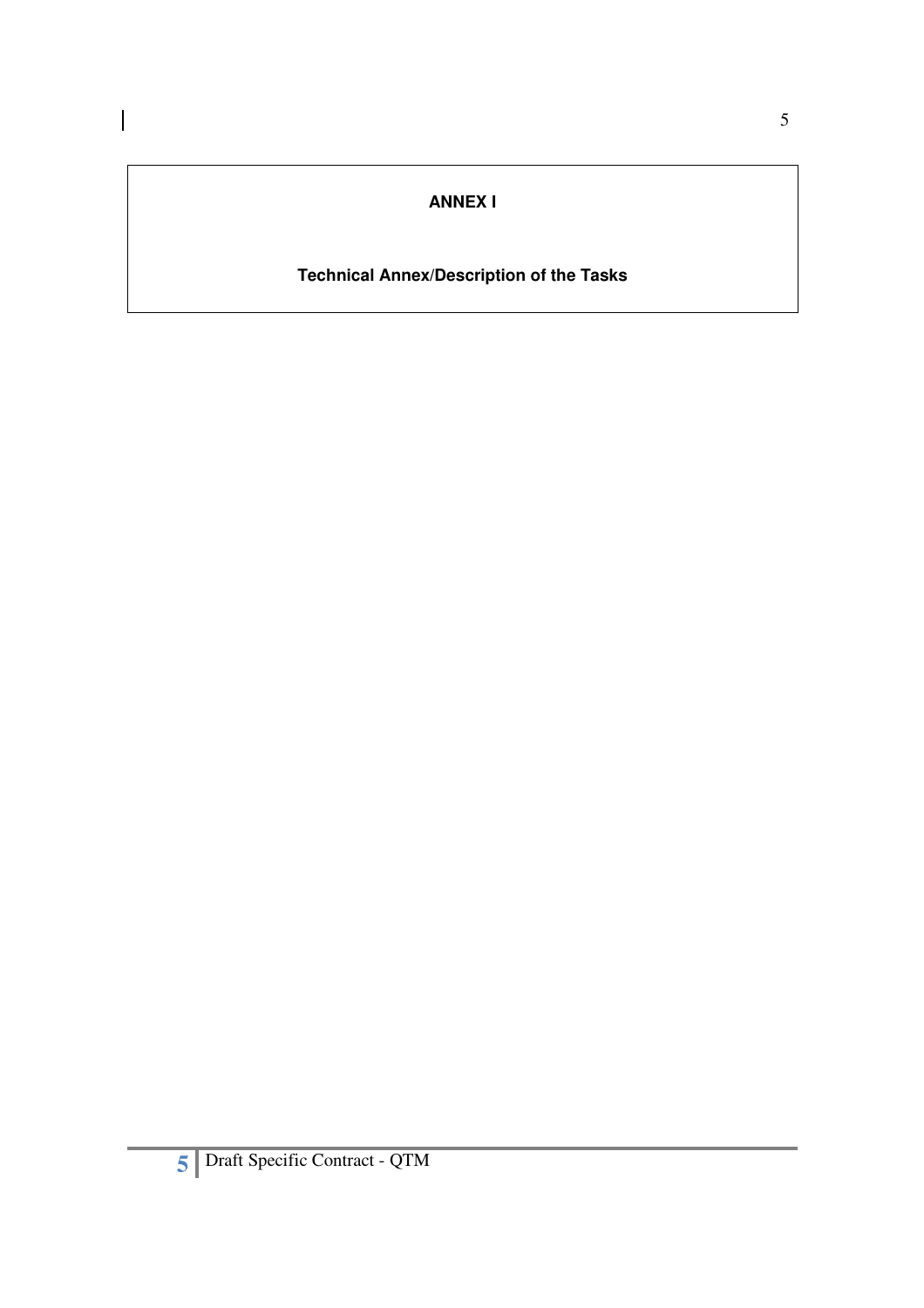**ANNEX I**

**Technical Annex/Description of the Tasks**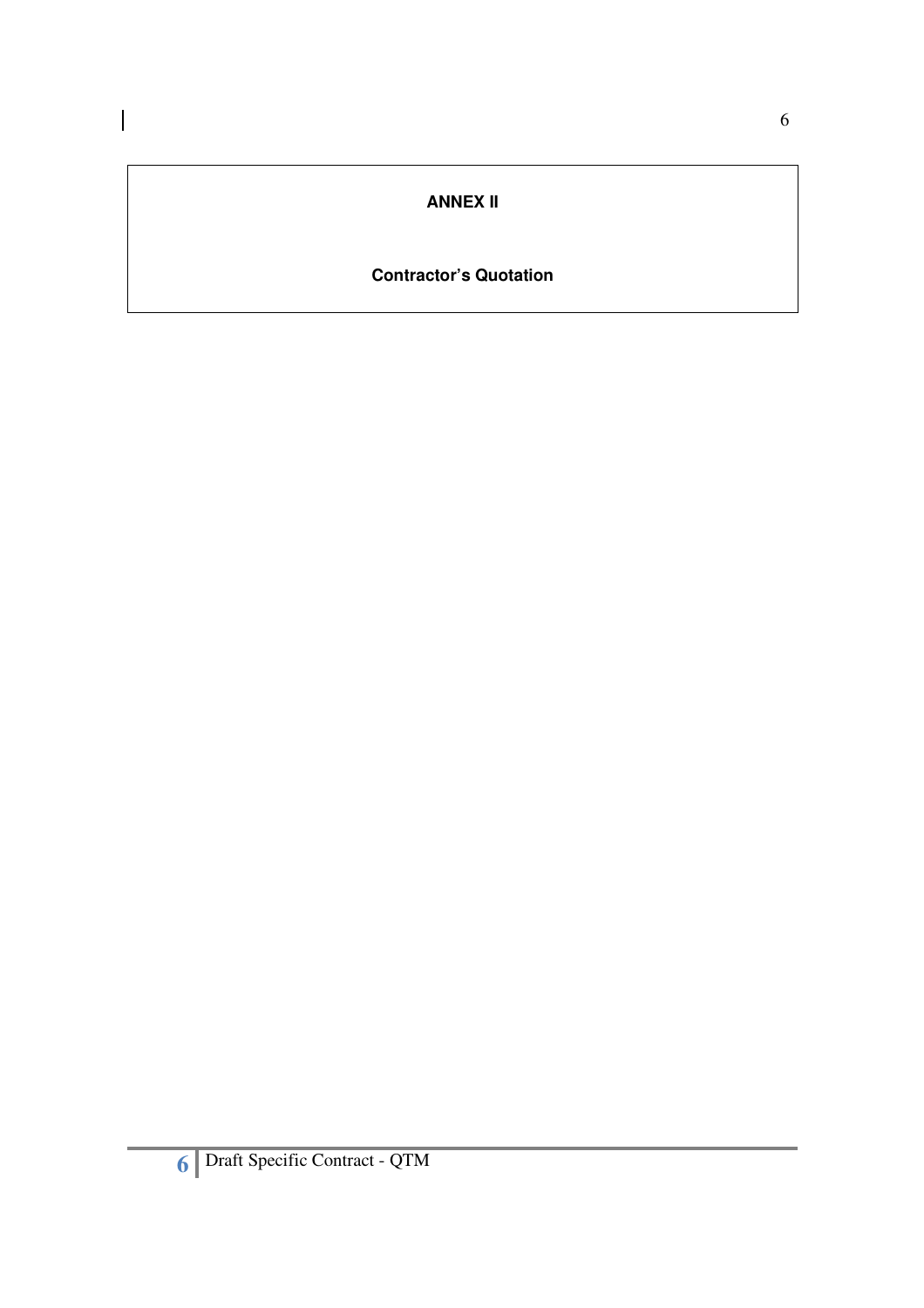**ANNEX II**

**Contractor's Quotation**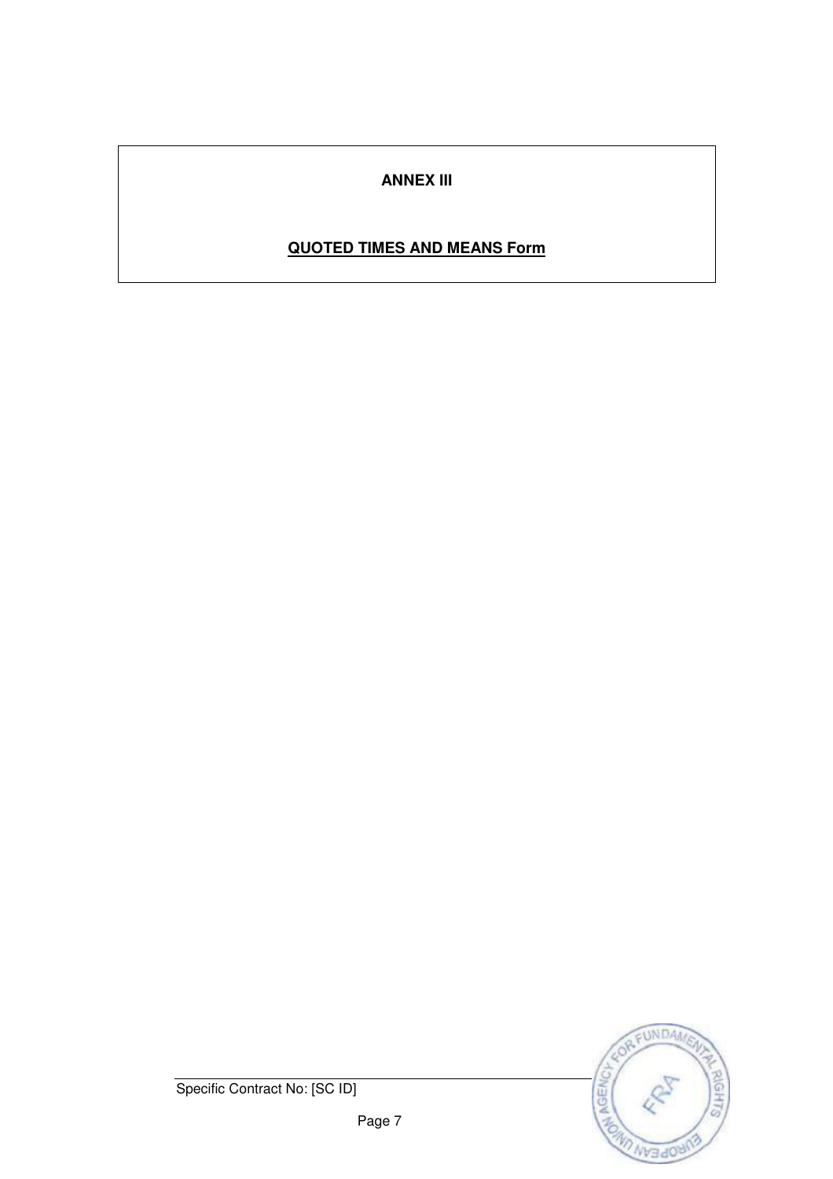**ANNEX III**

**QUOTED TIMES AND MEANS Form**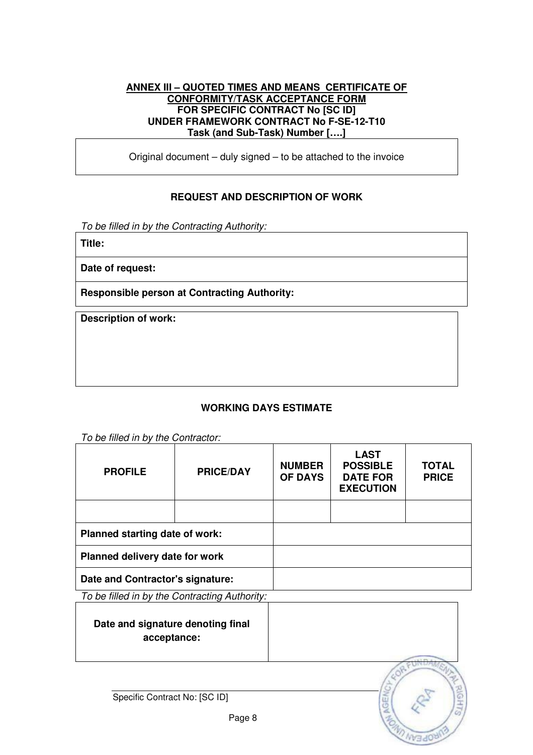**ANNEX III – QUOTED TIMES AND MEANS CERTIFICATE OF CONFORMITY/TASK ACCEPTANCE FORM**
**FOR SPECIFIC CONTRACT No [SC ID]**
**UNDER FRAMEWORK CONTRACT No F-SE-12-T10**
**Task (and Sub-Task) Number [….]**

| |
|---|
| Original document – duly signed – to be attached to the invoice |

### REQUEST AND DESCRIPTION OF WORK

*To be filled in by the Contracting Authority:*

| |
|---|
| **Title:** |
| **Date of request:** |
| **Responsible person at Contracting Authority:** |

| |
|---|
| **Description of work:** |

### WORKING DAYS ESTIMATE

*To be filled in by the Contractor:*

| PROFILE | PRICE/DAY | NUMBER OF DAYS | LAST POSSIBLE DATE FOR EXECUTION | TOTAL PRICE |
|---|---|---|---|---|
| | | | | |
| **Planned starting date of work:** | | | | |
| **Planned delivery date for work** | | | | |
| **Date and Contractor's signature:** | | | | |

*To be filled in by the Contracting Authority:*

| | |
|---|---|
| **Date and signature denoting final acceptance:** | |

Specific Contract No: [SC ID]